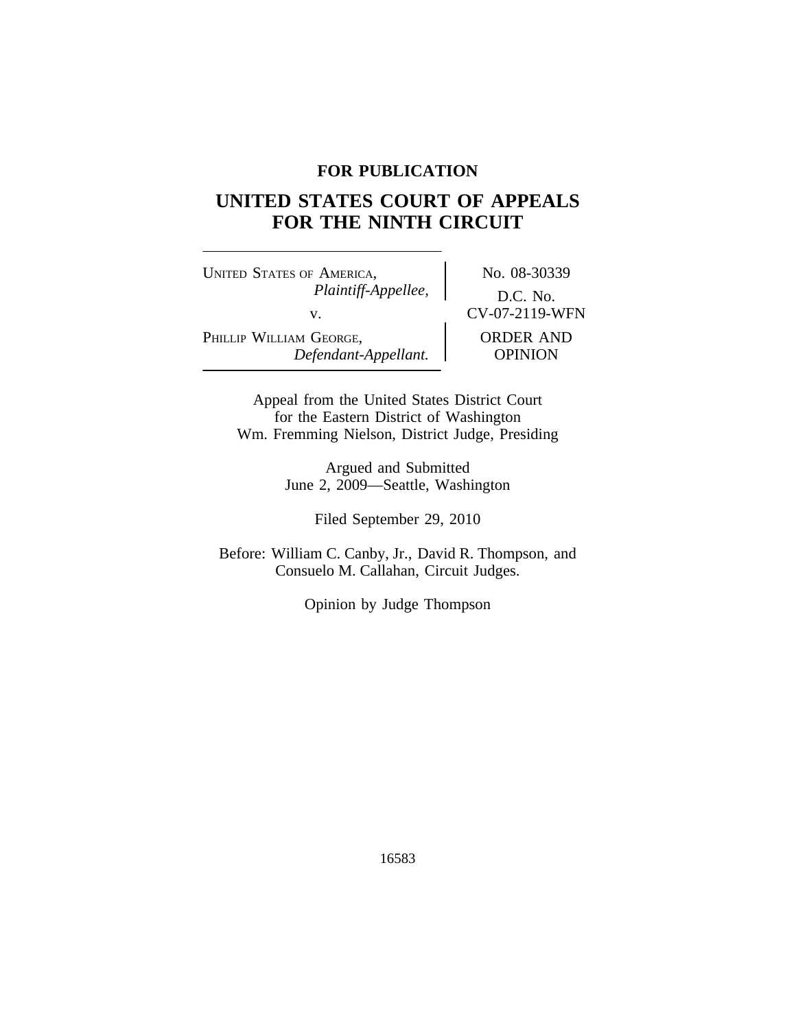**FOR PUBLICATION**

# UNITED STATES COURT OF APPEALS FOR THE NINTH CIRCUIT

| | |
|---|---|
| UNITED STATES OF AMERICA, *Plaintiff-Appellee,* v. PHILLIP WILLIAM GEORGE, *Defendant-Appellant.* | No. 08-30339 D.C. No. CV-07-2119-WFN ORDER AND OPINION |

Appeal from the United States District Court
for the Eastern District of Washington
Wm. Fremming Nielson, District Judge, Presiding

Argued and Submitted
June 2, 2009—Seattle, Washington

Filed September 29, 2010

Before: William C. Canby, Jr., David R. Thompson, and Consuelo M. Callahan, Circuit Judges.

Opinion by Judge Thompson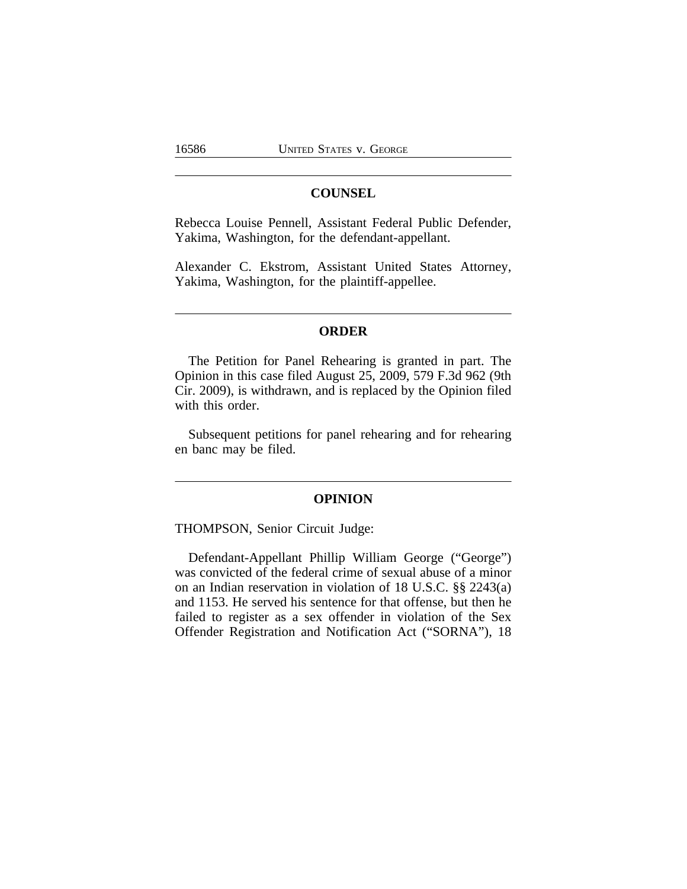## COUNSEL

Rebecca Louise Pennell, Assistant Federal Public Defender, Yakima, Washington, for the defendant-appellant.

Alexander C. Ekstrom, Assistant United States Attorney, Yakima, Washington, for the plaintiff-appellee.

## ORDER

The Petition for Panel Rehearing is granted in part. The Opinion in this case filed August 25, 2009, 579 F.3d 962 (9th Cir. 2009), is withdrawn, and is replaced by the Opinion filed with this order.

Subsequent petitions for panel rehearing and for rehearing en banc may be filed.

## OPINION

THOMPSON, Senior Circuit Judge:

Defendant-Appellant Phillip William George ("George") was convicted of the federal crime of sexual abuse of a minor on an Indian reservation in violation of 18 U.S.C. §§ 2243(a) and 1153. He served his sentence for that offense, but then he failed to register as a sex offender in violation of the Sex Offender Registration and Notification Act ("SORNA"), 18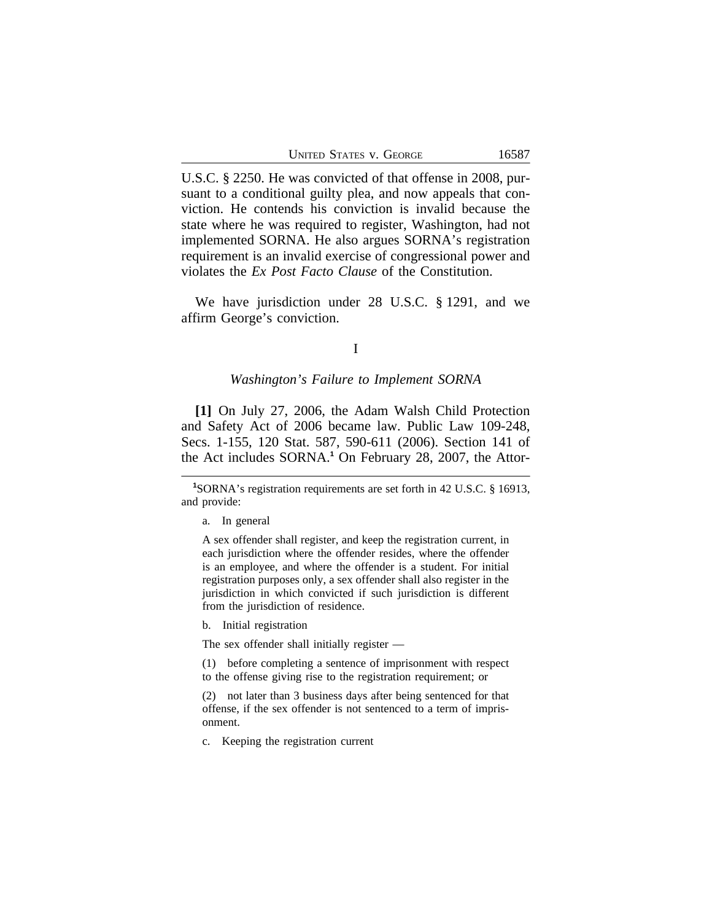U.S.C. § 2250. He was convicted of that offense in 2008, pursuant to a conditional guilty plea, and now appeals that conviction. He contends his conviction is invalid because the state where he was required to register, Washington, had not implemented SORNA. He also argues SORNA's registration requirement is an invalid exercise of congressional power and violates the *Ex Post Facto Clause* of the Constitution.

We have jurisdiction under 28 U.S.C. § 1291, and we affirm George's conviction.

I

*Washington's Failure to Implement SORNA*

**[1]** On July 27, 2006, the Adam Walsh Child Protection and Safety Act of 2006 became law. Public Law 109-248, Secs. 1-155, 120 Stat. 587, 590-611 (2006). Section 141 of the Act includes SORNA.[1] On February 28, 2007, the Attor-

---

[1]SORNA's registration requirements are set forth in 42 U.S.C. § 16913, and provide:

a. In general

A sex offender shall register, and keep the registration current, in each jurisdiction where the offender resides, where the offender is an employee, and where the offender is a student. For initial registration purposes only, a sex offender shall also register in the jurisdiction in which convicted if such jurisdiction is different from the jurisdiction of residence.

b. Initial registration

The sex offender shall initially register —

(1) before completing a sentence of imprisonment with respect to the offense giving rise to the registration requirement; or

(2) not later than 3 business days after being sentenced for that offense, if the sex offender is not sentenced to a term of imprisonment.

c. Keeping the registration current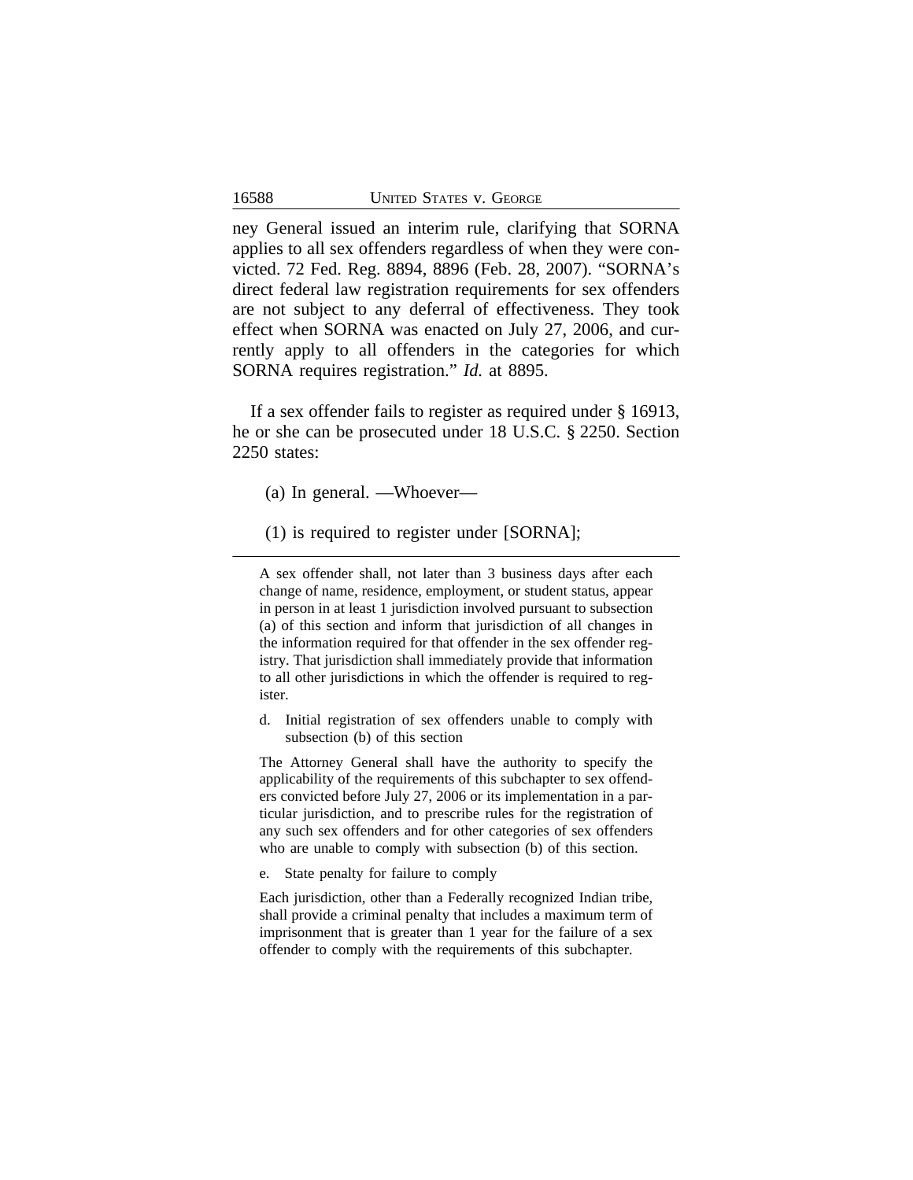ney General issued an interim rule, clarifying that SORNA applies to all sex offenders regardless of when they were convicted. 72 Fed. Reg. 8894, 8896 (Feb. 28, 2007). "SORNA's direct federal law registration requirements for sex offenders are not subject to any deferral of effectiveness. They took effect when SORNA was enacted on July 27, 2006, and currently apply to all offenders in the categories for which SORNA requires registration." *Id.* at 8895.

If a sex offender fails to register as required under § 16913, he or she can be prosecuted under 18 U.S.C. § 2250. Section 2250 states:

> (a) In general. —Whoever—
>
> (1) is required to register under [SORNA];

---

A sex offender shall, not later than 3 business days after each change of name, residence, employment, or student status, appear in person in at least 1 jurisdiction involved pursuant to subsection (a) of this section and inform that jurisdiction of all changes in the information required for that offender in the sex offender registry. That jurisdiction shall immediately provide that information to all other jurisdictions in which the offender is required to register.

d. Initial registration of sex offenders unable to comply with subsection (b) of this section

The Attorney General shall have the authority to specify the applicability of the requirements of this subchapter to sex offenders convicted before July 27, 2006 or its implementation in a particular jurisdiction, and to prescribe rules for the registration of any such sex offenders and for other categories of sex offenders who are unable to comply with subsection (b) of this section.

e. State penalty for failure to comply

Each jurisdiction, other than a Federally recognized Indian tribe, shall provide a criminal penalty that includes a maximum term of imprisonment that is greater than 1 year for the failure of a sex offender to comply with the requirements of this subchapter.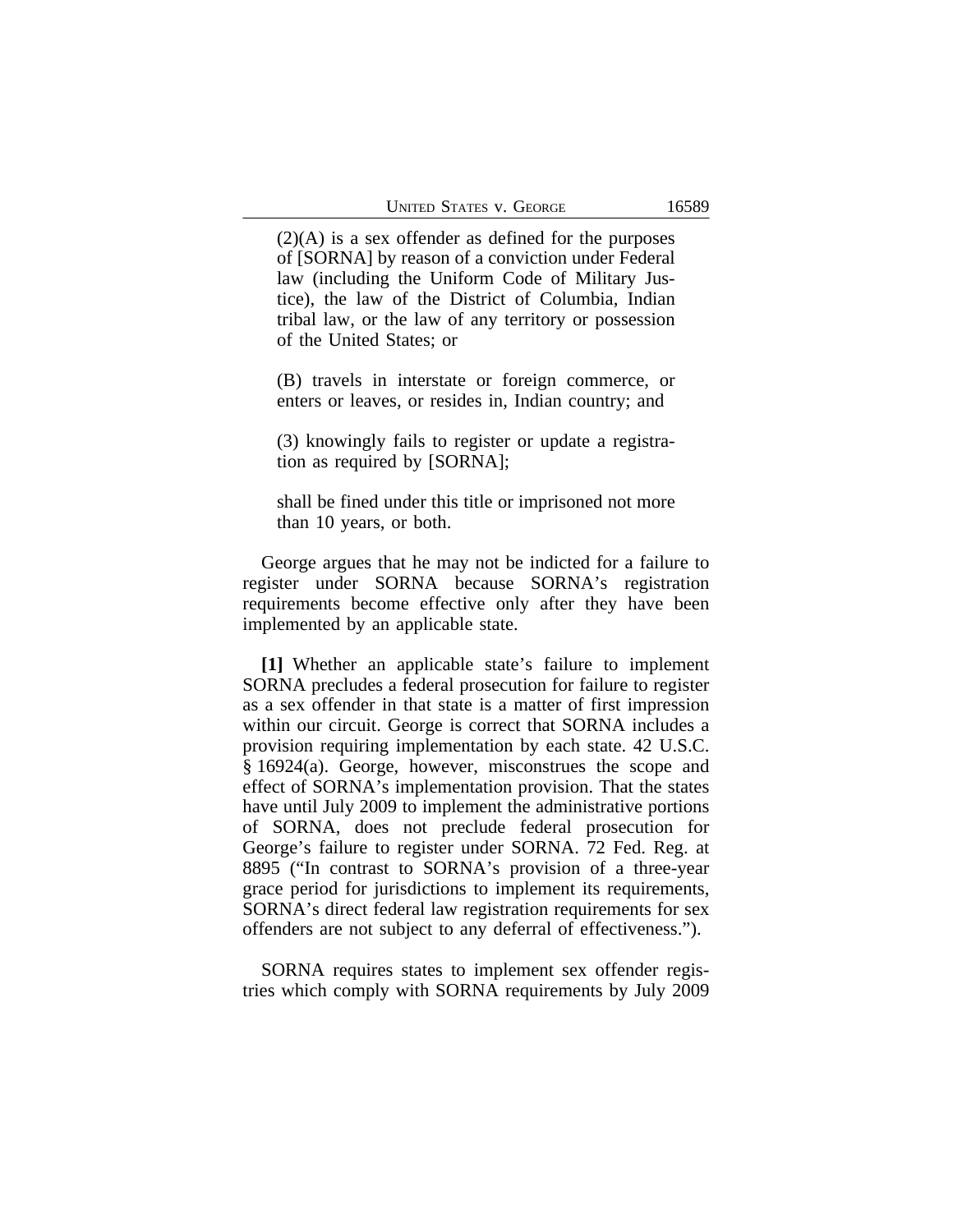> (2)(A) is a sex offender as defined for the purposes of [SORNA] by reason of a conviction under Federal law (including the Uniform Code of Military Justice), the law of the District of Columbia, Indian tribal law, or the law of any territory or possession of the United States; or
>
> (B) travels in interstate or foreign commerce, or enters or leaves, or resides in, Indian country; and
>
> (3) knowingly fails to register or update a registration as required by [SORNA];
>
> shall be fined under this title or imprisoned not more than 10 years, or both.

George argues that he may not be indicted for a failure to register under SORNA because SORNA's registration requirements become effective only after they have been implemented by an applicable state.

**[1]** Whether an applicable state's failure to implement SORNA precludes a federal prosecution for failure to register as a sex offender in that state is a matter of first impression within our circuit. George is correct that SORNA includes a provision requiring implementation by each state. 42 U.S.C. § 16924(a). George, however, misconstrues the scope and effect of SORNA's implementation provision. That the states have until July 2009 to implement the administrative portions of SORNA, does not preclude federal prosecution for George's failure to register under SORNA. 72 Fed. Reg. at 8895 ("In contrast to SORNA's provision of a three-year grace period for jurisdictions to implement its requirements, SORNA's direct federal law registration requirements for sex offenders are not subject to any deferral of effectiveness.").

SORNA requires states to implement sex offender registries which comply with SORNA requirements by July 2009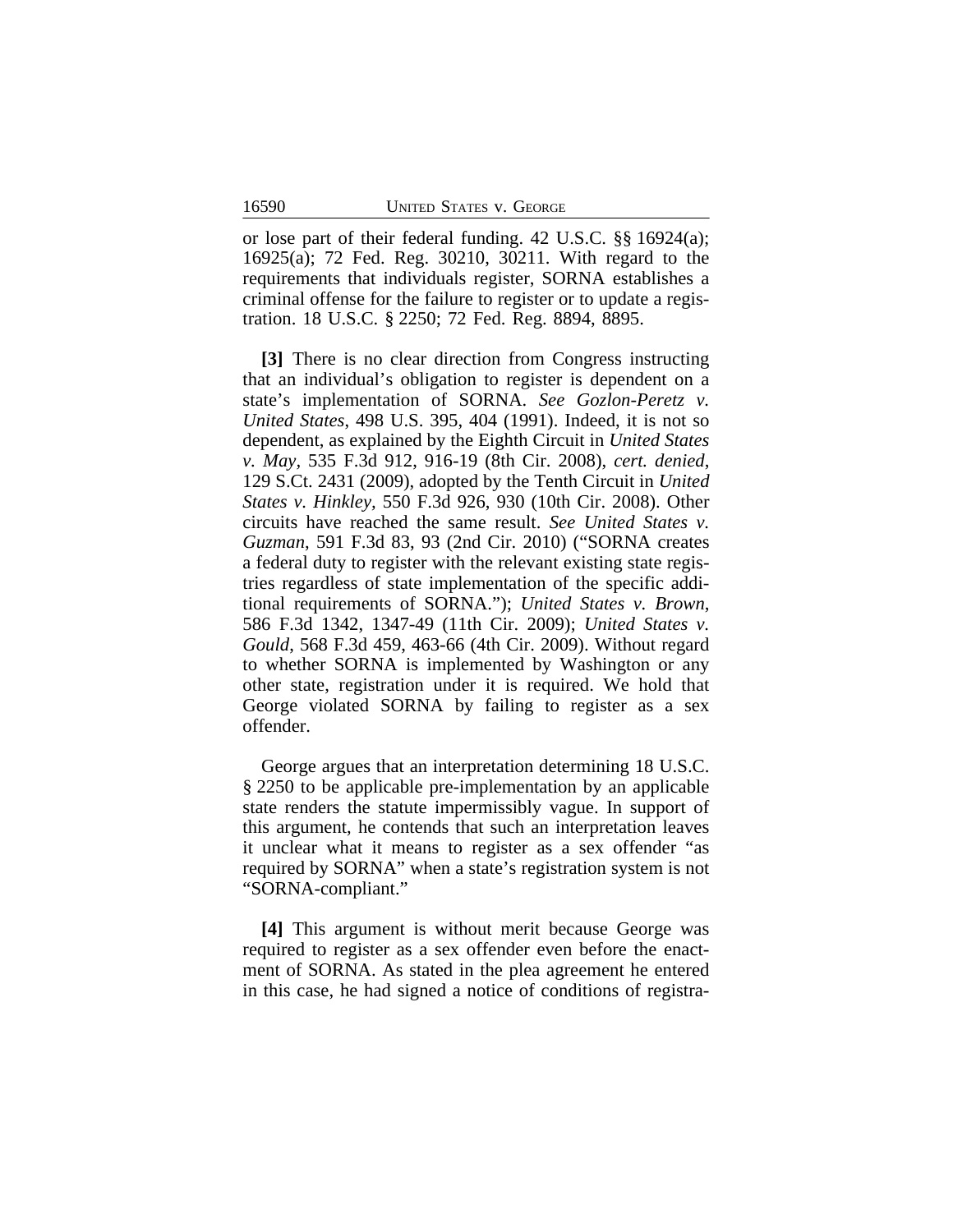or lose part of their federal funding. 42 U.S.C. §§ 16924(a); 16925(a); 72 Fed. Reg. 30210, 30211. With regard to the requirements that individuals register, SORNA establishes a criminal offense for the failure to register or to update a registration. 18 U.S.C. § 2250; 72 Fed. Reg. 8894, 8895.

**[3]** There is no clear direction from Congress instructing that an individual's obligation to register is dependent on a state's implementation of SORNA. *See Gozlon-Peretz v. United States*, 498 U.S. 395, 404 (1991). Indeed, it is not so dependent, as explained by the Eighth Circuit in *United States v. May*, 535 F.3d 912, 916-19 (8th Cir. 2008), *cert. denied*, 129 S.Ct. 2431 (2009), adopted by the Tenth Circuit in *United States v. Hinkley*, 550 F.3d 926, 930 (10th Cir. 2008). Other circuits have reached the same result. *See United States v. Guzman*, 591 F.3d 83, 93 (2nd Cir. 2010) ("SORNA creates a federal duty to register with the relevant existing state registries regardless of state implementation of the specific additional requirements of SORNA."); *United States v. Brown*, 586 F.3d 1342, 1347-49 (11th Cir. 2009); *United States v. Gould*, 568 F.3d 459, 463-66 (4th Cir. 2009). Without regard to whether SORNA is implemented by Washington or any other state, registration under it is required. We hold that George violated SORNA by failing to register as a sex offender.

George argues that an interpretation determining 18 U.S.C. § 2250 to be applicable pre-implementation by an applicable state renders the statute impermissibly vague. In support of this argument, he contends that such an interpretation leaves it unclear what it means to register as a sex offender "as required by SORNA" when a state's registration system is not "SORNA-compliant."

**[4]** This argument is without merit because George was required to register as a sex offender even before the enactment of SORNA. As stated in the plea agreement he entered in this case, he had signed a notice of conditions of registra-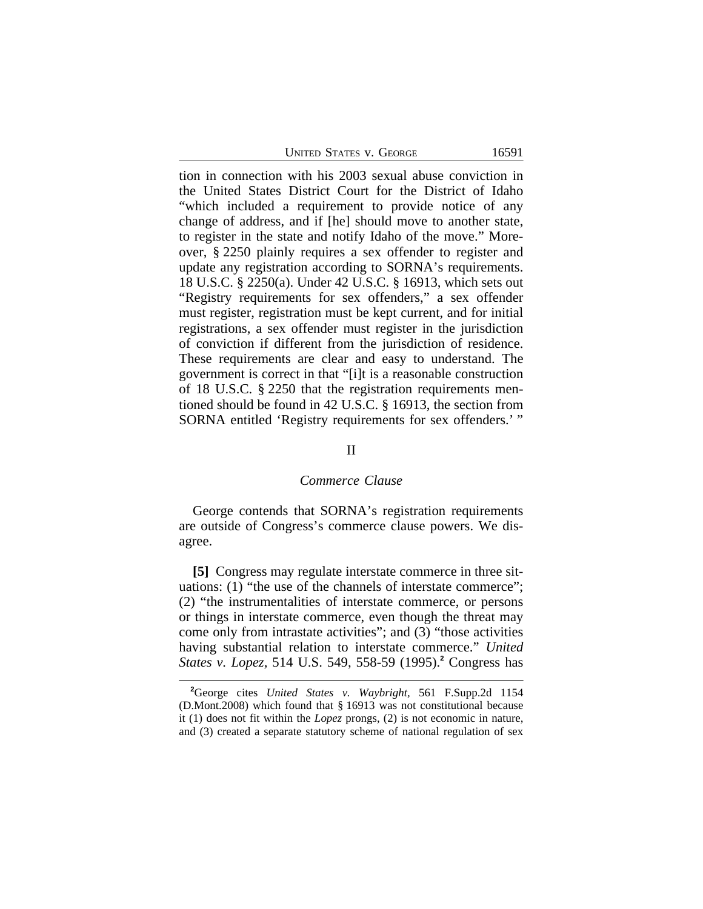tion in connection with his 2003 sexual abuse conviction in the United States District Court for the District of Idaho "which included a requirement to provide notice of any change of address, and if [he] should move to another state, to register in the state and notify Idaho of the move." Moreover, § 2250 plainly requires a sex offender to register and update any registration according to SORNA's requirements. 18 U.S.C. § 2250(a). Under 42 U.S.C. § 16913, which sets out "Registry requirements for sex offenders," a sex offender must register, registration must be kept current, and for initial registrations, a sex offender must register in the jurisdiction of conviction if different from the jurisdiction of residence. These requirements are clear and easy to understand. The government is correct in that "[i]t is a reasonable construction of 18 U.S.C. § 2250 that the registration requirements mentioned should be found in 42 U.S.C. § 16913, the section from SORNA entitled 'Registry requirements for sex offenders.' "

## II

### *Commerce Clause*

George contends that SORNA's registration requirements are outside of Congress's commerce clause powers. We disagree.

**[5]** Congress may regulate interstate commerce in three situations: (1) "the use of the channels of interstate commerce"; (2) "the instrumentalities of interstate commerce, or persons or things in interstate commerce, even though the threat may come only from intrastate activities"; and (3) "those activities having substantial relation to interstate commerce." *United States v. Lopez*, 514 U.S. 549, 558-59 (1995).[2] Congress has

---

[2]George cites *United States v. Waybright*, 561 F.Supp.2d 1154 (D.Mont.2008) which found that § 16913 was not constitutional because it (1) does not fit within the *Lopez* prongs, (2) is not economic in nature, and (3) created a separate statutory scheme of national regulation of sex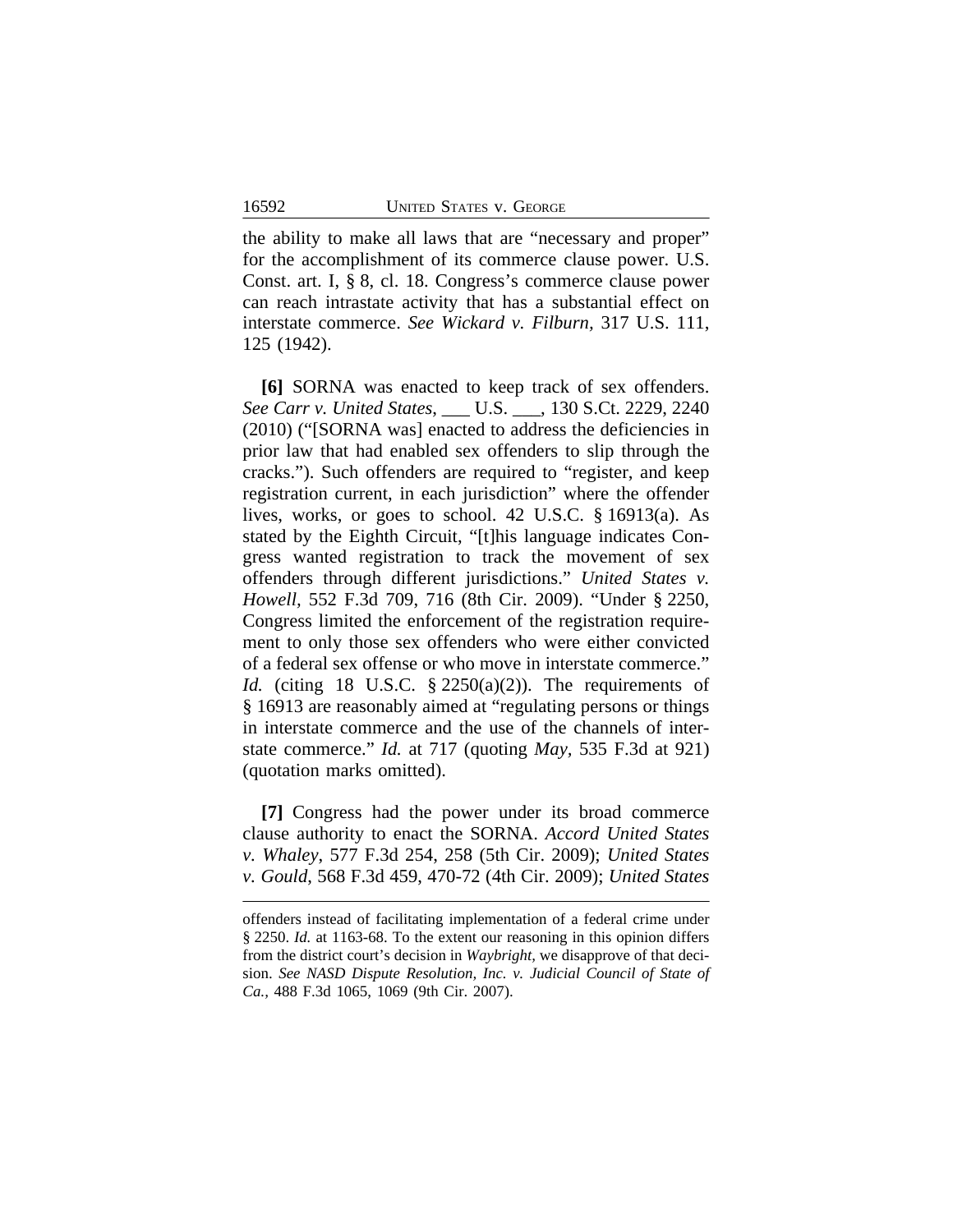the ability to make all laws that are "necessary and proper" for the accomplishment of its commerce clause power. U.S. Const. art. I, § 8, cl. 18. Congress's commerce clause power can reach intrastate activity that has a substantial effect on interstate commerce. *See Wickard v. Filburn,* 317 U.S. 111, 125 (1942).

**[6]** SORNA was enacted to keep track of sex offenders. *See Carr v. United States*, ___ U.S. ___, 130 S.Ct. 2229, 2240 (2010) ("[SORNA was] enacted to address the deficiencies in prior law that had enabled sex offenders to slip through the cracks."). Such offenders are required to "register, and keep registration current, in each jurisdiction" where the offender lives, works, or goes to school. 42 U.S.C. § 16913(a). As stated by the Eighth Circuit, "[t]his language indicates Congress wanted registration to track the movement of sex offenders through different jurisdictions." *United States v. Howell,* 552 F.3d 709, 716 (8th Cir. 2009). "Under § 2250, Congress limited the enforcement of the registration requirement to only those sex offenders who were either convicted of a federal sex offense or who move in interstate commerce." *Id.* (citing 18 U.S.C. § 2250(a)(2)). The requirements of § 16913 are reasonably aimed at "regulating persons or things in interstate commerce and the use of the channels of interstate commerce." *Id.* at 717 (quoting *May*, 535 F.3d at 921) (quotation marks omitted).

**[7]** Congress had the power under its broad commerce clause authority to enact the SORNA. *Accord United States v. Whaley*, 577 F.3d 254, 258 (5th Cir. 2009); *United States v. Gould*, 568 F.3d 459, 470-72 (4th Cir. 2009); *United States*

offenders instead of facilitating implementation of a federal crime under § 2250. *Id.* at 1163-68. To the extent our reasoning in this opinion differs from the district court's decision in *Waybright,* we disapprove of that decision. *See NASD Dispute Resolution, Inc. v. Judicial Council of State of Ca.,* 488 F.3d 1065, 1069 (9th Cir. 2007).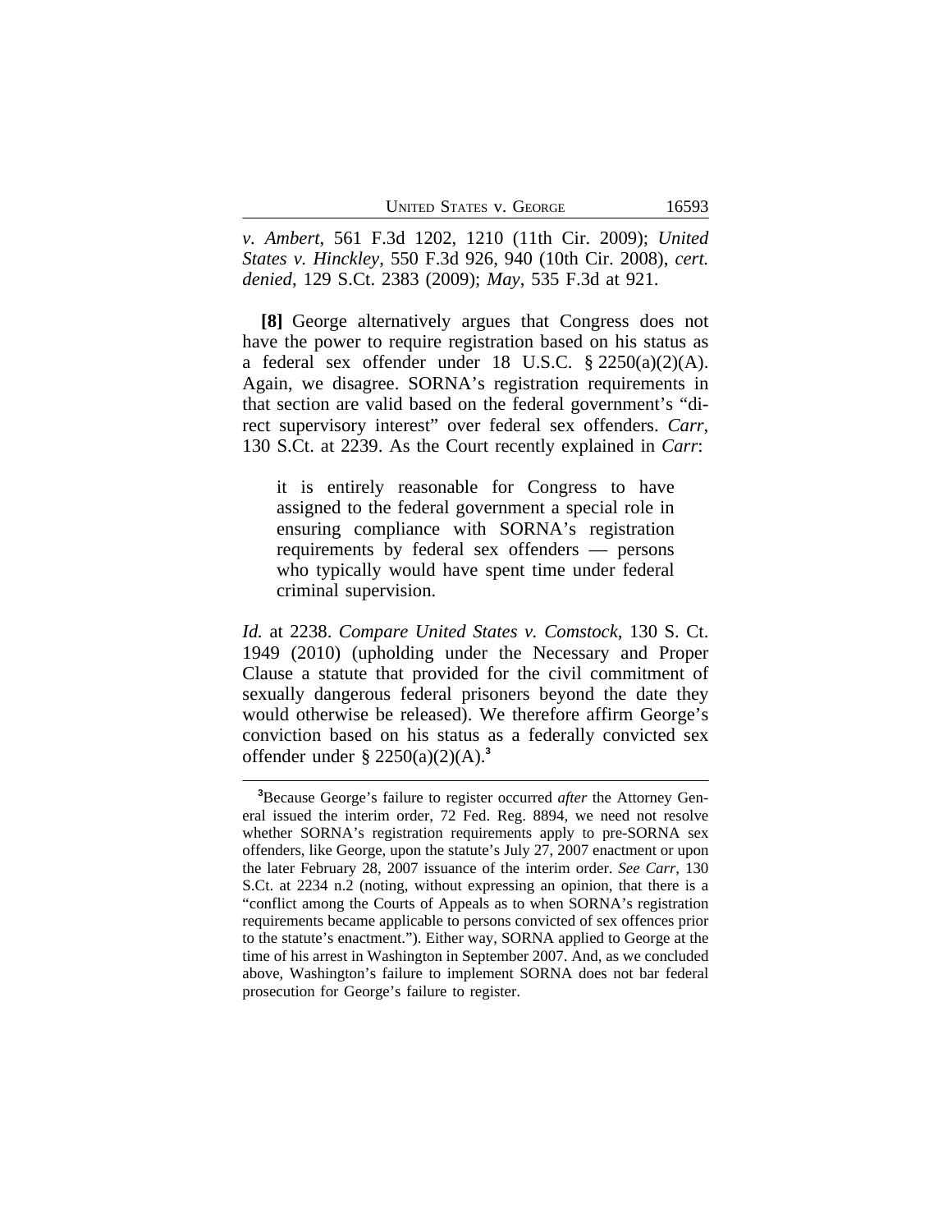*v. Ambert*, 561 F.3d 1202, 1210 (11th Cir. 2009); *United States v. Hinckley*, 550 F.3d 926, 940 (10th Cir. 2008), *cert. denied*, 129 S.Ct. 2383 (2009); *May*, 535 F.3d at 921.

**[8]** George alternatively argues that Congress does not have the power to require registration based on his status as a federal sex offender under 18 U.S.C. § 2250(a)(2)(A). Again, we disagree. SORNA's registration requirements in that section are valid based on the federal government's "direct supervisory interest" over federal sex offenders. *Carr*, 130 S.Ct. at 2239. As the Court recently explained in *Carr*:

> it is entirely reasonable for Congress to have assigned to the federal government a special role in ensuring compliance with SORNA's registration requirements by federal sex offenders — persons who typically would have spent time under federal criminal supervision.

*Id.* at 2238. *Compare United States v. Comstock*, 130 S. Ct. 1949 (2010) (upholding under the Necessary and Proper Clause a statute that provided for the civil commitment of sexually dangerous federal prisoners beyond the date they would otherwise be released). We therefore affirm George's conviction based on his status as a federally convicted sex offender under § 2250(a)(2)(A).[3]

---

[3]Because George's failure to register occurred *after* the Attorney General issued the interim order, 72 Fed. Reg. 8894, we need not resolve whether SORNA's registration requirements apply to pre-SORNA sex offenders, like George, upon the statute's July 27, 2007 enactment or upon the later February 28, 2007 issuance of the interim order. *See Carr*, 130 S.Ct. at 2234 n.2 (noting, without expressing an opinion, that there is a "conflict among the Courts of Appeals as to when SORNA's registration requirements became applicable to persons convicted of sex offences prior to the statute's enactment."). Either way, SORNA applied to George at the time of his arrest in Washington in September 2007. And, as we concluded above, Washington's failure to implement SORNA does not bar federal prosecution for George's failure to register.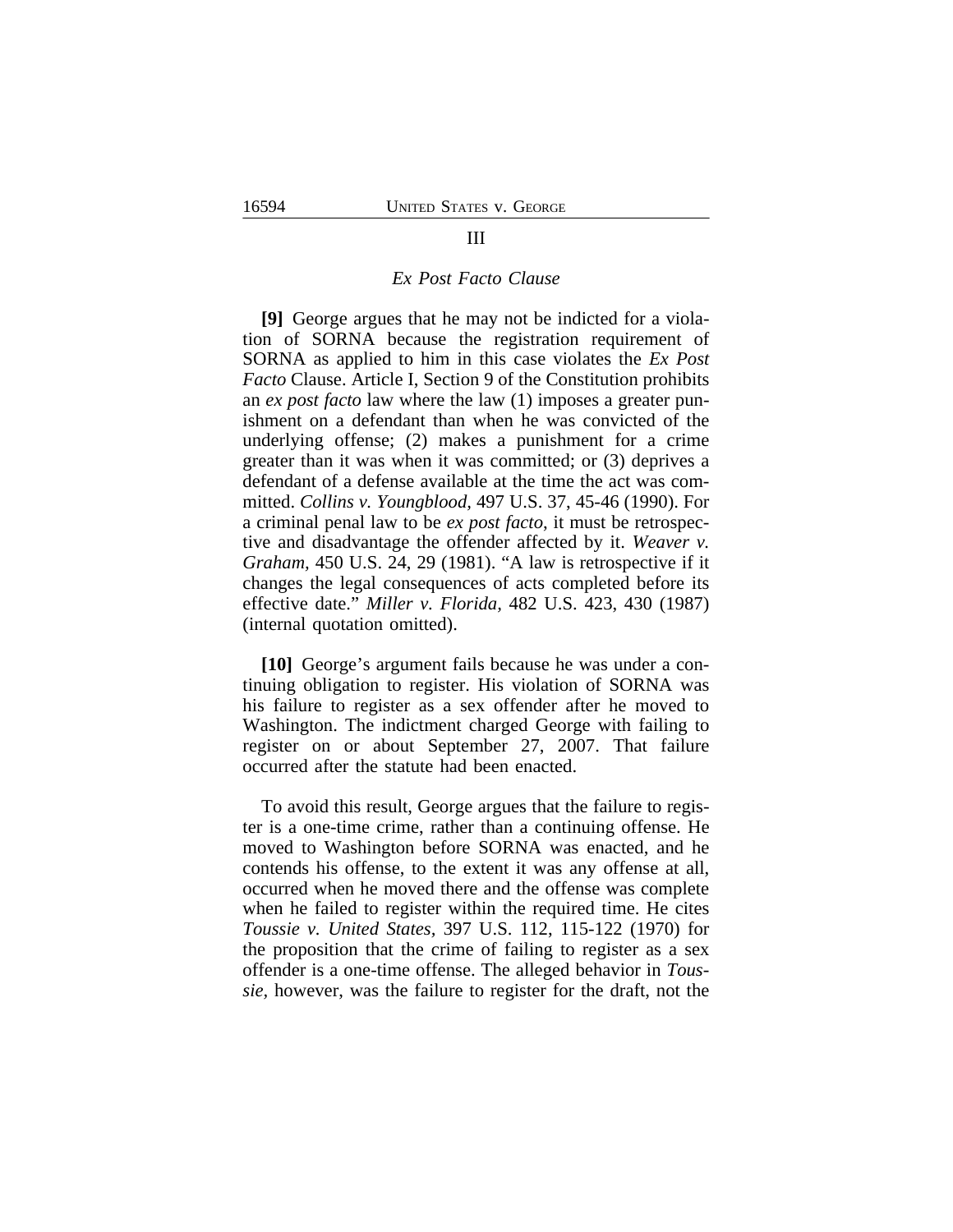## III

### *Ex Post Facto* Clause

**[9]** George argues that he may not be indicted for a violation of SORNA because the registration requirement of SORNA as applied to him in this case violates the *Ex Post Facto* Clause. Article I, Section 9 of the Constitution prohibits an *ex post facto* law where the law (1) imposes a greater punishment on a defendant than when he was convicted of the underlying offense; (2) makes a punishment for a crime greater than it was when it was committed; or (3) deprives a defendant of a defense available at the time the act was committed. *Collins v. Youngblood,* 497 U.S. 37, 45-46 (1990). For a criminal penal law to be *ex post facto*, it must be retrospective and disadvantage the offender affected by it. *Weaver v. Graham,* 450 U.S. 24, 29 (1981). "A law is retrospective if it changes the legal consequences of acts completed before its effective date." *Miller v. Florida,* 482 U.S. 423, 430 (1987) (internal quotation omitted).

**[10]** George's argument fails because he was under a continuing obligation to register. His violation of SORNA was his failure to register as a sex offender after he moved to Washington. The indictment charged George with failing to register on or about September 27, 2007. That failure occurred after the statute had been enacted.

To avoid this result, George argues that the failure to register is a one-time crime, rather than a continuing offense. He moved to Washington before SORNA was enacted, and he contends his offense, to the extent it was any offense at all, occurred when he moved there and the offense was complete when he failed to register within the required time. He cites *Toussie v. United States,* 397 U.S. 112, 115-122 (1970) for the proposition that the crime of failing to register as a sex offender is a one-time offense. The alleged behavior in *Toussie*, however, was the failure to register for the draft, not the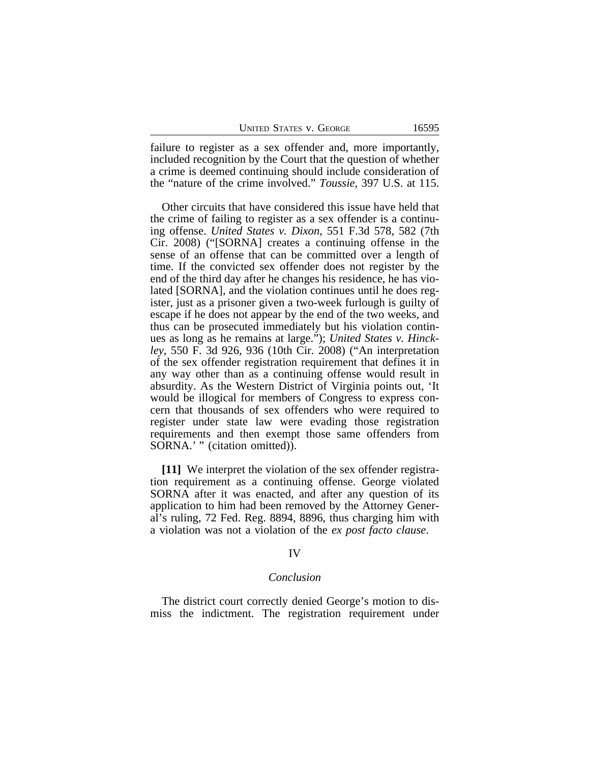failure to register as a sex offender and, more importantly, included recognition by the Court that the question of whether a crime is deemed continuing should include consideration of the "nature of the crime involved." *Toussie*, 397 U.S. at 115.

Other circuits that have considered this issue have held that the crime of failing to register as a sex offender is a continuing offense. *United States v. Dixon*, 551 F.3d 578, 582 (7th Cir. 2008) ("[SORNA] creates a continuing offense in the sense of an offense that can be committed over a length of time. If the convicted sex offender does not register by the end of the third day after he changes his residence, he has violated [SORNA], and the violation continues until he does register, just as a prisoner given a two-week furlough is guilty of escape if he does not appear by the end of the two weeks, and thus can be prosecuted immediately but his violation continues as long as he remains at large."); *United States v. Hinckley*, 550 F. 3d 926, 936 (10th Cir. 2008) ("An interpretation of the sex offender registration requirement that defines it in any way other than as a continuing offense would result in absurdity. As the Western District of Virginia points out, 'It would be illogical for members of Congress to express concern that thousands of sex offenders who were required to register under state law were evading those registration requirements and then exempt those same offenders from SORNA.' " (citation omitted)).

**[11]** We interpret the violation of the sex offender registration requirement as a continuing offense. George violated SORNA after it was enacted, and after any question of its application to him had been removed by the Attorney General's ruling, 72 Fed. Reg. 8894, 8896, thus charging him with a violation was not a violation of the *ex post facto clause*.

## IV

### *Conclusion*

The district court correctly denied George's motion to dismiss the indictment. The registration requirement under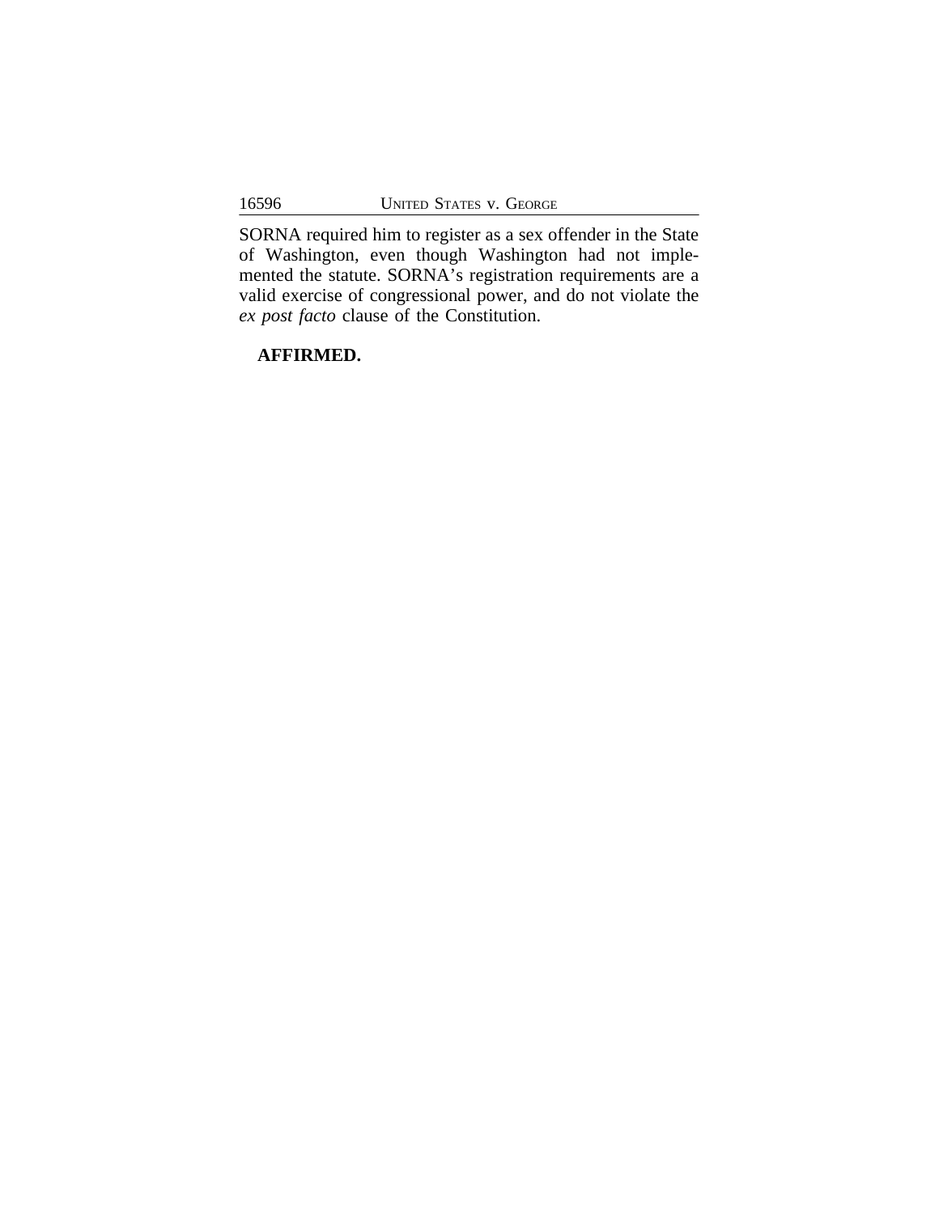SORNA required him to register as a sex offender in the State of Washington, even though Washington had not implemented the statute. SORNA's registration requirements are a valid exercise of congressional power, and do not violate the *ex post facto* clause of the Constitution.

**AFFIRMED.**